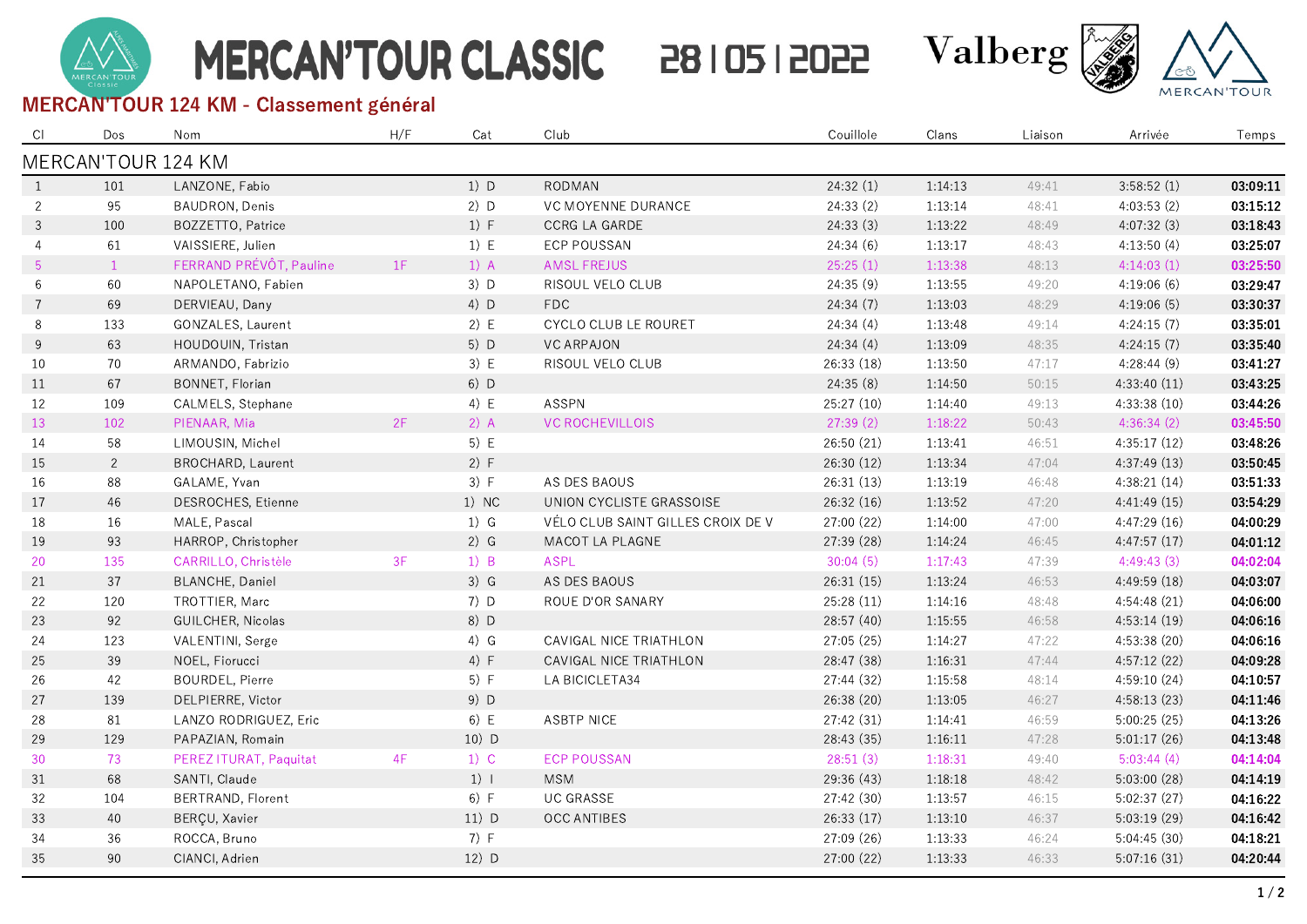# MERCAN'TOUR CLASSIC 28 | 05 | 2022

Valberg

## MERCAN'TOUR 124 KM - Classement général

| Cl | Dos | Nom | H/F | Cat | Club | Couillole | Clans | Liaison | Arrivée | Temps |
|---|---|---|---|---|---|---|---|---|---|---|
| **MERCAN'TOUR 124 KM** | | | | | | | | | | |
| 1 | 101 | LANZONE, Fabio | | 1) D | RODMAN | 24:32 (1) | 1:14:13 | 49:41 | 3:58:52 (1) | **03:09:11** |
| 2 | 95 | BAUDRON, Denis | | 2) D | VC MOYENNE DURANCE | 24:33 (2) | 1:13:14 | 48:41 | 4:03:53 (2) | **03:15:12** |
| 3 | 100 | BOZZETTO, Patrice | | 1) F | CCRG LA GARDE | 24:33 (3) | 1:13:22 | 48:49 | 4:07:32 (3) | **03:18:43** |
| 4 | 61 | VAISSIERE, Julien | | 1) E | ECP POUSSAN | 24:34 (6) | 1:13:17 | 48:43 | 4:13:50 (4) | **03:25:07** |
| 5 | 1 | FERRAND PRÉVÔT, Pauline | 1F | 1) A | AMSL FREJUS | 25:25 (1) | 1:13:38 | 48:13 | 4:14:03 (1) | **03:25:50** |
| 6 | 60 | NAPOLETANO, Fabien | | 3) D | RISOUL VELO CLUB | 24:35 (9) | 1:13:55 | 49:20 | 4:19:06 (6) | **03:29:47** |
| 7 | 69 | DERVIEAU, Dany | | 4) D | FDC | 24:34 (7) | 1:13:03 | 48:29 | 4:19:06 (5) | **03:30:37** |
| 8 | 133 | GONZALES, Laurent | | 2) E | CYCLO CLUB LE ROURET | 24:34 (4) | 1:13:48 | 49:14 | 4:24:15 (7) | **03:35:01** |
| 9 | 63 | HOUDOUIN, Tristan | | 5) D | VC ARPAJON | 24:34 (4) | 1:13:09 | 48:35 | 4:24:15 (7) | **03:35:40** |
| 10 | 70 | ARMANDO, Fabrizio | | 3) E | RISOUL VELO CLUB | 26:33 (18) | 1:13:50 | 47:17 | 4:28:44 (9) | **03:41:27** |
| 11 | 67 | BONNET, Florian | | 6) D | | 24:35 (8) | 1:14:50 | 50:15 | 4:33:40 (11) | **03:43:25** |
| 12 | 109 | CALMELS, Stephane | | 4) E | ASSPN | 25:27 (10) | 1:14:40 | 49:13 | 4:33:38 (10) | **03:44:26** |
| 13 | 102 | PIENAAR, Mia | 2F | 2) A | VC ROCHEVILLOIS | 27:39 (2) | 1:18:22 | 50:43 | 4:36:34 (2) | **03:45:50** |
| 14 | 58 | LIMOUSIN, Michel | | 5) E | | 26:50 (21) | 1:13:41 | 46:51 | 4:35:17 (12) | **03:48:26** |
| 15 | 2 | BROCHARD, Laurent | | 2) F | | 26:30 (12) | 1:13:34 | 47:04 | 4:37:49 (13) | **03:50:45** |
| 16 | 88 | GALAME, Yvan | | 3) F | AS DES BAOUS | 26:31 (13) | 1:13:19 | 46:48 | 4:38:21 (14) | **03:51:33** |
| 17 | 46 | DESROCHES, Etienne | | 1) NC | UNION CYCLISTE GRASSOISE | 26:32 (16) | 1:13:52 | 47:20 | 4:41:49 (15) | **03:54:29** |
| 18 | 16 | MALE, Pascal | | 1) G | VÉLO CLUB SAINT GILLES CROIX DE V | 27:00 (22) | 1:14:00 | 47:00 | 4:47:29 (16) | **04:00:29** |
| 19 | 93 | HARROP, Christopher | | 2) G | MACOT LA PLAGNE | 27:39 (28) | 1:14:24 | 46:45 | 4:47:57 (17) | **04:01:12** |
| 20 | 135 | CARRILLO, Christèle | 3F | 1) B | ASPL | 30:04 (5) | 1:17:43 | 47:39 | 4:49:43 (3) | **04:02:04** |
| 21 | 37 | BLANCHE, Daniel | | 3) G | AS DES BAOUS | 26:31 (15) | 1:13:24 | 46:53 | 4:49:59 (18) | **04:03:07** |
| 22 | 120 | TROTTIER, Marc | | 7) D | ROUE D'OR SANARY | 25:28 (11) | 1:14:16 | 48:48 | 4:54:48 (21) | **04:06:00** |
| 23 | 92 | GUILCHER, Nicolas | | 8) D | | 28:57 (40) | 1:15:55 | 46:58 | 4:53:14 (19) | **04:06:16** |
| 24 | 123 | VALENTINI, Serge | | 4) G | CAVIGAL NICE TRIATHLON | 27:05 (25) | 1:14:27 | 47:22 | 4:53:38 (20) | **04:06:16** |
| 25 | 39 | NOEL, Fiorucci | | 4) F | CAVIGAL NICE TRIATHLON | 28:47 (38) | 1:16:31 | 47:44 | 4:57:12 (22) | **04:09:28** |
| 26 | 42 | BOURDEL, Pierre | | 5) F | LA BICICLETA34 | 27:44 (32) | 1:15:58 | 48:14 | 4:59:10 (24) | **04:10:57** |
| 27 | 139 | DELPIERRE, Victor | | 9) D | | 26:38 (20) | 1:13:05 | 46:27 | 4:58:13 (23) | **04:11:46** |
| 28 | 81 | LANZO RODRIGUEZ, Eric | | 6) E | ASBTP NICE | 27:42 (31) | 1:14:41 | 46:59 | 5:00:25 (25) | **04:13:26** |
| 29 | 129 | PAPAZIAN, Romain | | 10) D | | 28:43 (35) | 1:16:11 | 47:28 | 5:01:17 (26) | **04:13:48** |
| 30 | 73 | PEREZ ITURAT, Paquitat | 4F | 1) C | ECP POUSSAN | 28:51 (3) | 1:18:31 | 49:40 | 5:03:44 (4) | **04:14:04** |
| 31 | 68 | SANTI, Claude | | 1) I | MSM | 29:36 (43) | 1:18:18 | 48:42 | 5:03:00 (28) | **04:14:19** |
| 32 | 104 | BERTRAND, Florent | | 6) F | UC GRASSE | 27:42 (30) | 1:13:57 | 46:15 | 5:02:37 (27) | **04:16:22** |
| 33 | 40 | BERÇU, Xavier | | 11) D | OCC ANTIBES | 26:33 (17) | 1:13:10 | 46:37 | 5:03:19 (29) | **04:16:42** |
| 34 | 36 | ROCCA, Bruno | | 7) F | | 27:09 (26) | 1:13:33 | 46:24 | 5:04:45 (30) | **04:18:21** |
| 35 | 90 | CIANCI, Adrien | | 12) D | | 27:00 (22) | 1:13:33 | 46:33 | 5:07:16 (31) | **04:20:44** |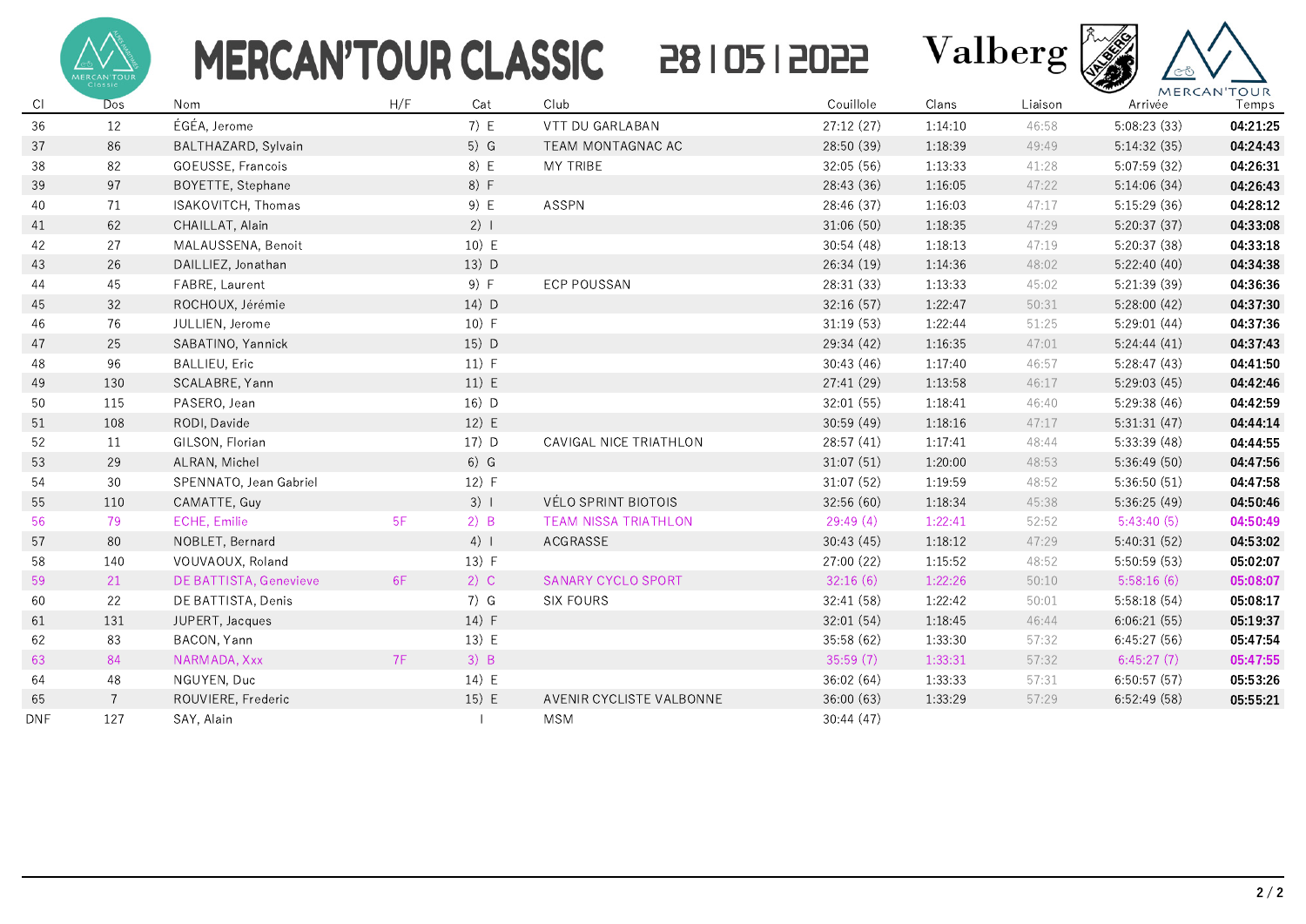# MERCAN'TOUR CLASSIC 28 | 05 | 2022

Valberg

| Cl | Dos | Nom | H/F | Cat | Club | Couillole | Clans | Liaison | Arrivée | Temps |
|---|---|---|---|---|---|---|---|---|---|---|
| 36 | 12 | ÉGÉA, Jerome | | 7) E | VTT DU GARLABAN | 27:12 (27) | 1:14:10 | 46:58 | 5:08:23 (33) | **04:21:25** |
| 37 | 86 | BALTHAZARD, Sylvain | | 5) G | TEAM MONTAGNAC AC | 28:50 (39) | 1:18:39 | 49:49 | 5:14:32 (35) | **04:24:43** |
| 38 | 82 | GOEUSSE, Francois | | 8) E | MY TRIBE | 32:05 (56) | 1:13:33 | 41:28 | 5:07:59 (32) | **04:26:31** |
| 39 | 97 | BOYETTE, Stephane | | 8) F | | 28:43 (36) | 1:16:05 | 47:22 | 5:14:06 (34) | **04:26:43** |
| 40 | 71 | ISAKOVITCH, Thomas | | 9) E | ASSPN | 28:46 (37) | 1:16:03 | 47:17 | 5:15:29 (36) | **04:28:12** |
| 41 | 62 | CHAILLAT, Alain | | 2) I | | 31:06 (50) | 1:18:35 | 47:29 | 5:20:37 (37) | **04:33:08** |
| 42 | 27 | MALAUSSENA, Benoit | | 10) E | | 30:54 (48) | 1:18:13 | 47:19 | 5:20:37 (38) | **04:33:18** |
| 43 | 26 | DAILLIEZ, Jonathan | | 13) D | | 26:34 (19) | 1:14:36 | 48:02 | 5:22:40 (40) | **04:34:38** |
| 44 | 45 | FABRE, Laurent | | 9) F | ECP POUSSAN | 28:31 (33) | 1:13:33 | 45:02 | 5:21:39 (39) | **04:36:36** |
| 45 | 32 | ROCHOUX, Jérémie | | 14) D | | 32:16 (57) | 1:22:47 | 50:31 | 5:28:00 (42) | **04:37:30** |
| 46 | 76 | JULLIEN, Jerome | | 10) F | | 31:19 (53) | 1:22:44 | 51:25 | 5:29:01 (44) | **04:37:36** |
| 47 | 25 | SABATINO, Yannick | | 15) D | | 29:34 (42) | 1:16:35 | 47:01 | 5:24:44 (41) | **04:37:43** |
| 48 | 96 | BALLIEU, Eric | | 11) F | | 30:43 (46) | 1:17:40 | 46:57 | 5:28:47 (43) | **04:41:50** |
| 49 | 130 | SCALABRE, Yann | | 11) E | | 27:41 (29) | 1:13:58 | 46:17 | 5:29:03 (45) | **04:42:46** |
| 50 | 115 | PASERO, Jean | | 16) D | | 32:01 (55) | 1:18:41 | 46:40 | 5:29:38 (46) | **04:42:59** |
| 51 | 108 | RODI, Davide | | 12) E | | 30:59 (49) | 1:18:16 | 47:17 | 5:31:31 (47) | **04:44:14** |
| 52 | 11 | GILSON, Florian | | 17) D | CAVIGAL NICE TRIATHLON | 28:57 (41) | 1:17:41 | 48:44 | 5:33:39 (48) | **04:44:55** |
| 53 | 29 | ALRAN, Michel | | 6) G | | 31:07 (51) | 1:20:00 | 48:53 | 5:36:49 (50) | **04:47:56** |
| 54 | 30 | SPENNATO, Jean Gabriel | | 12) F | | 31:07 (52) | 1:19:59 | 48:52 | 5:36:50 (51) | **04:47:58** |
| 55 | 110 | CAMATTE, Guy | | 3) I | VÉLO SPRINT BIOTOIS | 32:56 (60) | 1:18:34 | 45:38 | 5:36:25 (49) | **04:50:46** |
| 56 | 79 | ECHE, Emilie | 5F | 2) B | TEAM NISSA TRIATHLON | 29:49 (4) | 1:22:41 | 52:52 | 5:43:40 (5) | **04:50:49** |
| 57 | 80 | NOBLET, Bernard | | 4) I | ACGRASSE | 30:43 (45) | 1:18:12 | 47:29 | 5:40:31 (52) | **04:53:02** |
| 58 | 140 | VOUVAOUX, Roland | | 13) F | | 27:00 (22) | 1:15:52 | 48:52 | 5:50:59 (53) | **05:02:07** |
| 59 | 21 | DE BATTISTA, Genevieve | 6F | 2) C | SANARY CYCLO SPORT | 32:16 (6) | 1:22:26 | 50:10 | 5:58:16 (6) | **05:08:07** |
| 60 | 22 | DE BATTISTA, Denis | | 7) G | SIX FOURS | 32:41 (58) | 1:22:42 | 50:01 | 5:58:18 (54) | **05:08:17** |
| 61 | 131 | JUPERT, Jacques | | 14) F | | 32:01 (54) | 1:18:45 | 46:44 | 6:06:21 (55) | **05:19:37** |
| 62 | 83 | BACON, Yann | | 13) E | | 35:58 (62) | 1:33:30 | 57:32 | 6:45:27 (56) | **05:47:54** |
| 63 | 84 | NARMADA, Xxx | 7F | 3) B | | 35:59 (7) | 1:33:31 | 57:32 | 6:45:27 (7) | **05:47:55** |
| 64 | 48 | NGUYEN, Duc | | 14) E | | 36:02 (64) | 1:33:33 | 57:31 | 6:50:57 (57) | **05:53:26** |
| 65 | 7 | ROUVIERE, Frederic | | 15) E | AVENIR CYCLISTE VALBONNE | 36:00 (63) | 1:33:29 | 57:29 | 6:52:49 (58) | **05:55:21** |
| DNF | 127 | SAY, Alain | | I | MSM | 30:44 (47) | | | | |